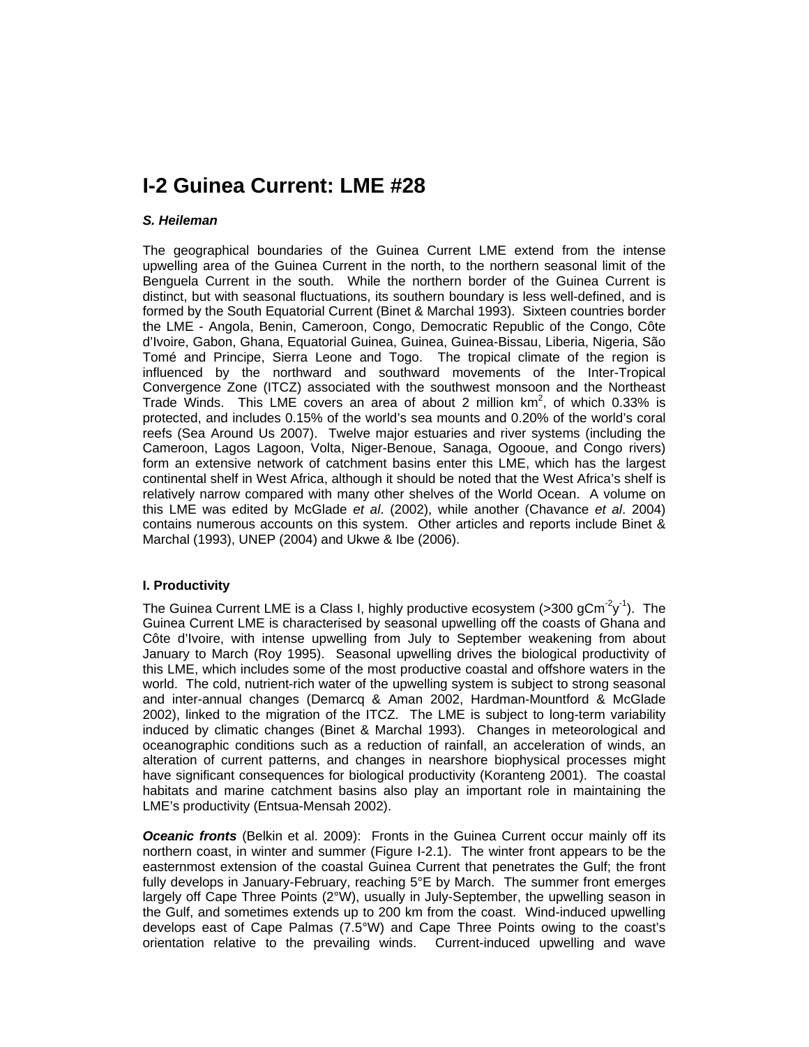# I-2 Guinea Current: LME #28

***S. Heileman***

The geographical boundaries of the Guinea Current LME extend from the intense upwelling area of the Guinea Current in the north, to the northern seasonal limit of the Benguela Current in the south. While the northern border of the Guinea Current is distinct, but with seasonal fluctuations, its southern boundary is less well-defined, and is formed by the South Equatorial Current (Binet & Marchal 1993). Sixteen countries border the LME - Angola, Benin, Cameroon, Congo, Democratic Republic of the Congo, Côte d'Ivoire, Gabon, Ghana, Equatorial Guinea, Guinea, Guinea-Bissau, Liberia, Nigeria, São Tomé and Principe, Sierra Leone and Togo. The tropical climate of the region is influenced by the northward and southward movements of the Inter-Tropical Convergence Zone (ITCZ) associated with the southwest monsoon and the Northeast Trade Winds. This LME covers an area of about 2 million km$^2$, of which 0.33% is protected, and includes 0.15% of the world's sea mounts and 0.20% of the world's coral reefs (Sea Around Us 2007). Twelve major estuaries and river systems (including the Cameroon, Lagos Lagoon, Volta, Niger-Benoue, Sanaga, Ogooue, and Congo rivers) form an extensive network of catchment basins enter this LME, which has the largest continental shelf in West Africa, although it should be noted that the West Africa's shelf is relatively narrow compared with many other shelves of the World Ocean. A volume on this LME was edited by McGlade *et al*. (2002), while another (Chavance *et al*. 2004) contains numerous accounts on this system. Other articles and reports include Binet & Marchal (1993), UNEP (2004) and Ukwe & Ibe (2006).

### I. Productivity

The Guinea Current LME is a Class I, highly productive ecosystem (>300 gCm$^{-2}$y$^{-1}$). The Guinea Current LME is characterised by seasonal upwelling off the coasts of Ghana and Côte d'Ivoire, with intense upwelling from July to September weakening from about January to March (Roy 1995). Seasonal upwelling drives the biological productivity of this LME, which includes some of the most productive coastal and offshore waters in the world. The cold, nutrient-rich water of the upwelling system is subject to strong seasonal and inter-annual changes (Demarcq & Aman 2002, Hardman-Mountford & McGlade 2002), linked to the migration of the ITCZ. The LME is subject to long-term variability induced by climatic changes (Binet & Marchal 1993). Changes in meteorological and oceanographic conditions such as a reduction of rainfall, an acceleration of winds, an alteration of current patterns, and changes in nearshore biophysical processes might have significant consequences for biological productivity (Koranteng 2001). The coastal habitats and marine catchment basins also play an important role in maintaining the LME's productivity (Entsua-Mensah 2002).

***Oceanic fronts*** (Belkin et al. 2009): Fronts in the Guinea Current occur mainly off its northern coast, in winter and summer (Figure I-2.1). The winter front appears to be the easternmost extension of the coastal Guinea Current that penetrates the Gulf; the front fully develops in January-February, reaching 5°E by March. The summer front emerges largely off Cape Three Points (2°W), usually in July-September, the upwelling season in the Gulf, and sometimes extends up to 200 km from the coast. Wind-induced upwelling develops east of Cape Palmas (7.5°W) and Cape Three Points owing to the coast's orientation relative to the prevailing winds. Current-induced upwelling and wave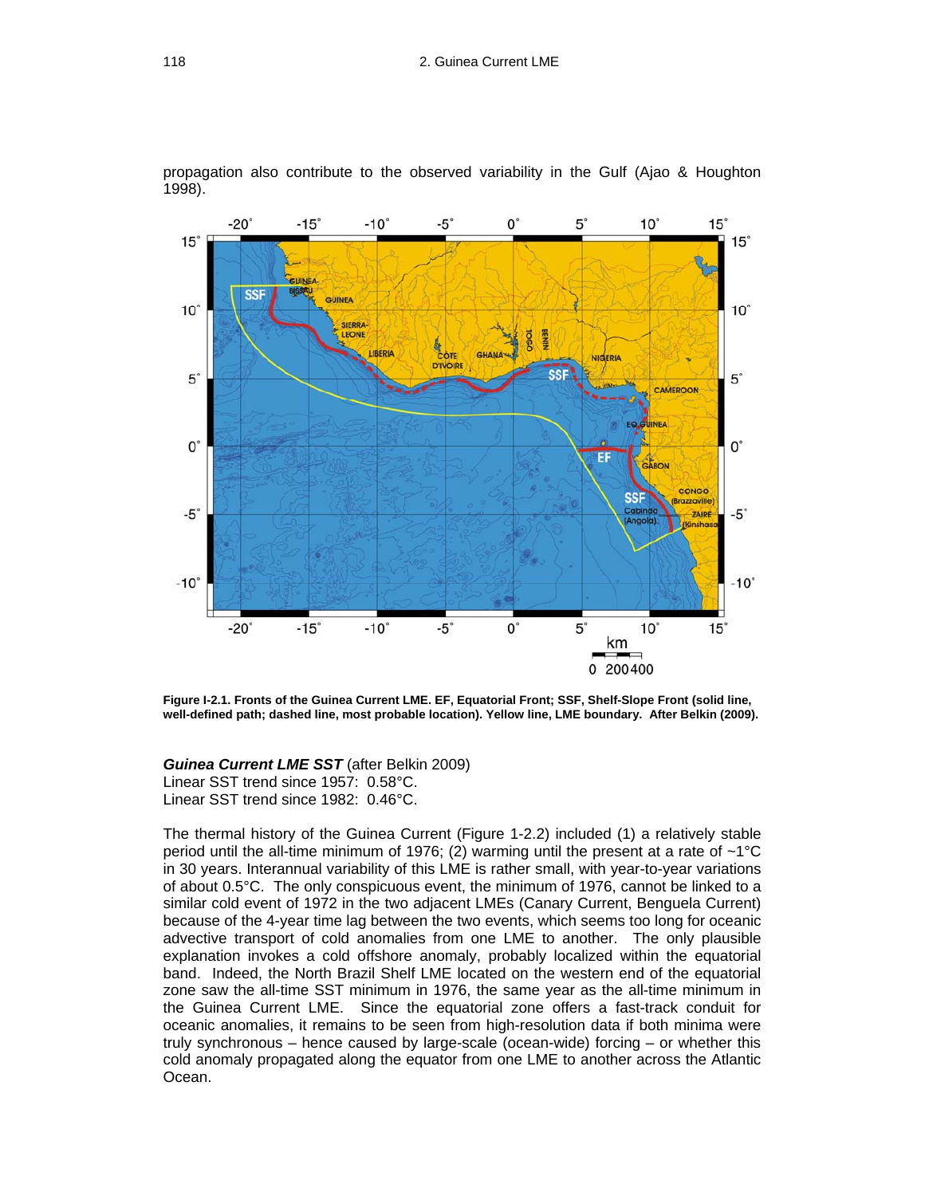propagation also contribute to the observed variability in the Gulf (Ajao & Houghton 1998).

**Figure I-2.1. Fronts of the Guinea Current LME. EF, Equatorial Front; SSF, Shelf-Slope Front (solid line, well-defined path; dashed line, most probable location). Yellow line, LME boundary. After Belkin (2009).**

***Guinea Current LME SST*** (after Belkin 2009)
Linear SST trend since 1957: 0.58°C.
Linear SST trend since 1982: 0.46°C.

The thermal history of the Guinea Current (Figure 1-2.2) included (1) a relatively stable period until the all-time minimum of 1976; (2) warming until the present at a rate of ~1°C in 30 years. Interannual variability of this LME is rather small, with year-to-year variations of about 0.5°C. The only conspicuous event, the minimum of 1976, cannot be linked to a similar cold event of 1972 in the two adjacent LMEs (Canary Current, Benguela Current) because of the 4-year time lag between the two events, which seems too long for oceanic advective transport of cold anomalies from one LME to another. The only plausible explanation invokes a cold offshore anomaly, probably localized within the equatorial band. Indeed, the North Brazil Shelf LME located on the western end of the equatorial zone saw the all-time SST minimum in 1976, the same year as the all-time minimum in the Guinea Current LME. Since the equatorial zone offers a fast-track conduit for oceanic anomalies, it remains to be seen from high-resolution data if both minima were truly synchronous – hence caused by large-scale (ocean-wide) forcing – or whether this cold anomaly propagated along the equator from one LME to another across the Atlantic Ocean.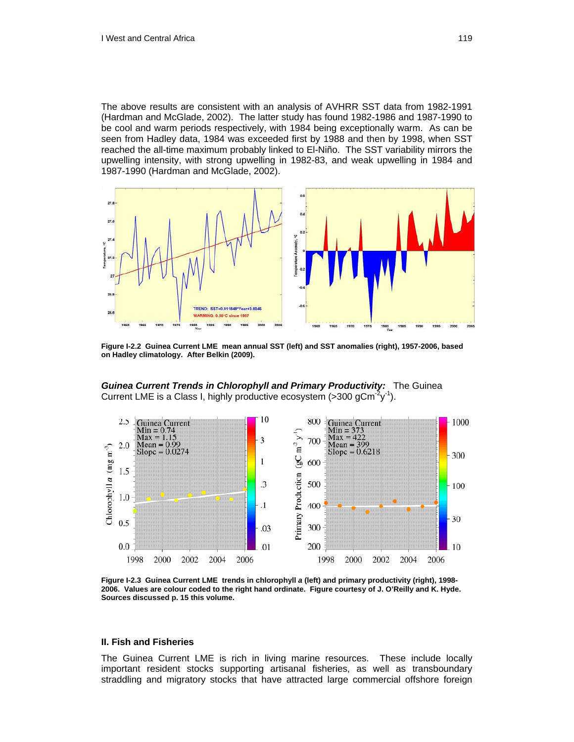The above results are consistent with an analysis of AVHRR SST data from 1982-1991 (Hardman and McGlade, 2002). The latter study has found 1982-1986 and 1987-1990 to be cool and warm periods respectively, with 1984 being exceptionally warm. As can be seen from Hadley data, 1984 was exceeded first by 1988 and then by 1998, when SST reached the all-time maximum probably linked to El-Niño. The SST variability mirrors the upwelling intensity, with strong upwelling in 1982-83, and weak upwelling in 1984 and 1987-1990 (Hardman and McGlade, 2002).

**Figure I-2.2 Guinea Current LME mean annual SST (left) and SST anomalies (right), 1957-2006, based on Hadley climatology. After Belkin (2009).**

***Guinea Current Trends in Chlorophyll and Primary Productivity:*** The Guinea Current LME is a Class I, highly productive ecosystem (>300 $gCm^{-2}y^{-1}$).

**Figure I-2.3 Guinea Current LME trends in chlorophyll *a* (left) and primary productivity (right), 1998-2006. Values are colour coded to the right hand ordinate. Figure courtesy of J. O'Reilly and K. Hyde. Sources discussed p. 15 this volume.**

## II. Fish and Fisheries

The Guinea Current LME is rich in living marine resources. These include locally important resident stocks supporting artisanal fisheries, as well as transboundary straddling and migratory stocks that have attracted large commercial offshore foreign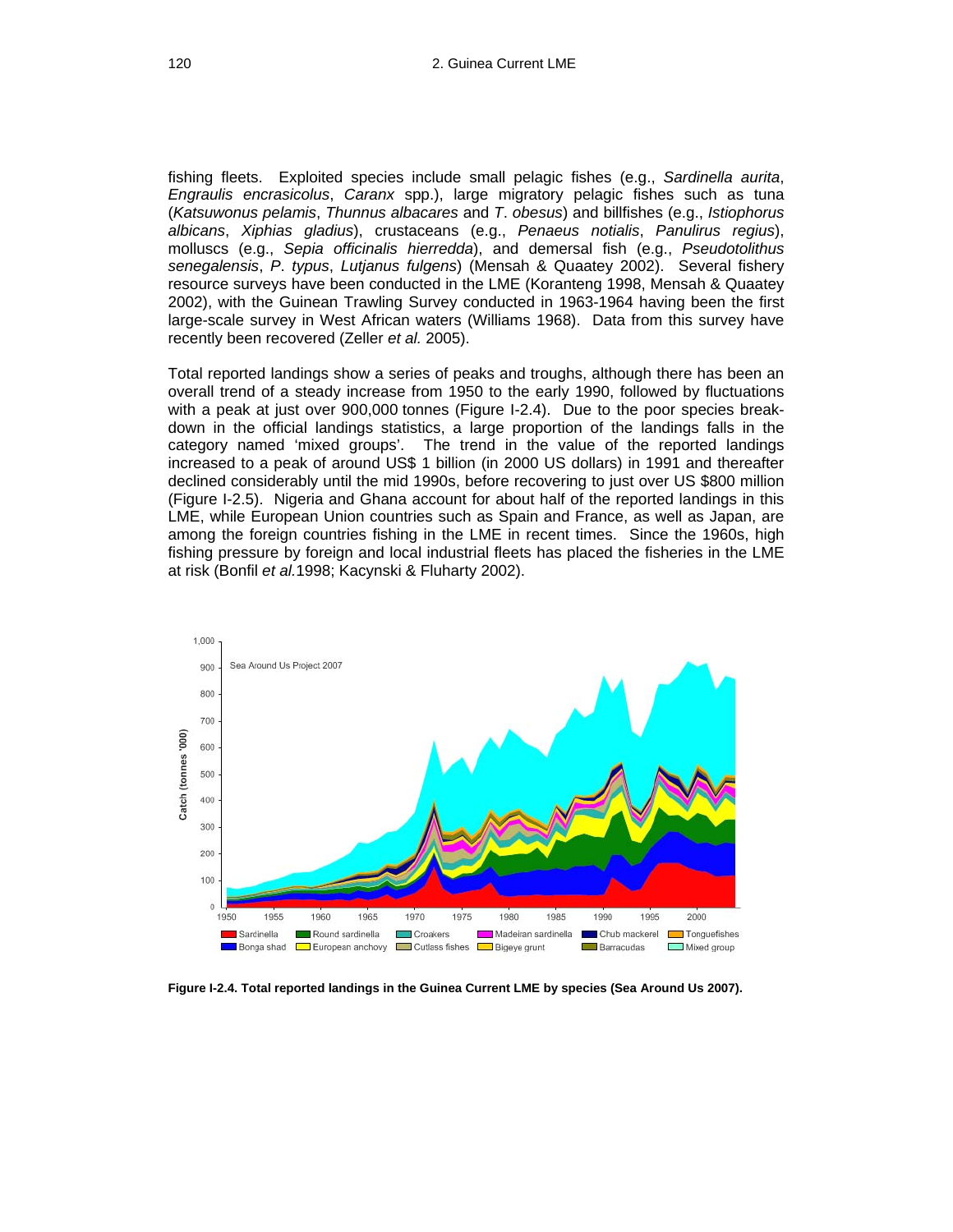fishing fleets. Exploited species include small pelagic fishes (e.g., *Sardinella aurita*, *Engraulis encrasicolus*, *Caranx* spp.), large migratory pelagic fishes such as tuna (*Katsuwonus pelamis*, *Thunnus albacares* and *T. obesus*) and billfishes (e.g., *Istiophorus albicans*, *Xiphias gladius*), crustaceans (e.g., *Penaeus notialis*, *Panulirus regius*), molluscs (e.g., *Sepia officinalis hierredda*), and demersal fish (e.g., *Pseudotolithus senegalensis*, *P. typus*, *Lutjanus fulgens*) (Mensah & Quaatey 2002). Several fishery resource surveys have been conducted in the LME (Koranteng 1998, Mensah & Quaatey 2002), with the Guinean Trawling Survey conducted in 1963-1964 having been the first large-scale survey in West African waters (Williams 1968). Data from this survey have recently been recovered (Zeller *et al.* 2005).

Total reported landings show a series of peaks and troughs, although there has been an overall trend of a steady increase from 1950 to the early 1990, followed by fluctuations with a peak at just over 900,000 tonnes (Figure I-2.4). Due to the poor species break-down in the official landings statistics, a large proportion of the landings falls in the category named 'mixed groups'. The trend in the value of the reported landings increased to a peak of around US$ 1 billion (in 2000 US dollars) in 1991 and thereafter declined considerably until the mid 1990s, before recovering to just over US $800 million (Figure I-2.5). Nigeria and Ghana account for about half of the reported landings in this LME, while European Union countries such as Spain and France, as well as Japan, are among the foreign countries fishing in the LME in recent times. Since the 1960s, high fishing pressure by foreign and local industrial fleets has placed the fisheries in the LME at risk (Bonfil *et al.*1998; Kacynski & Fluharty 2002).

**Figure I-2.4. Total reported landings in the Guinea Current LME by species (Sea Around Us 2007).**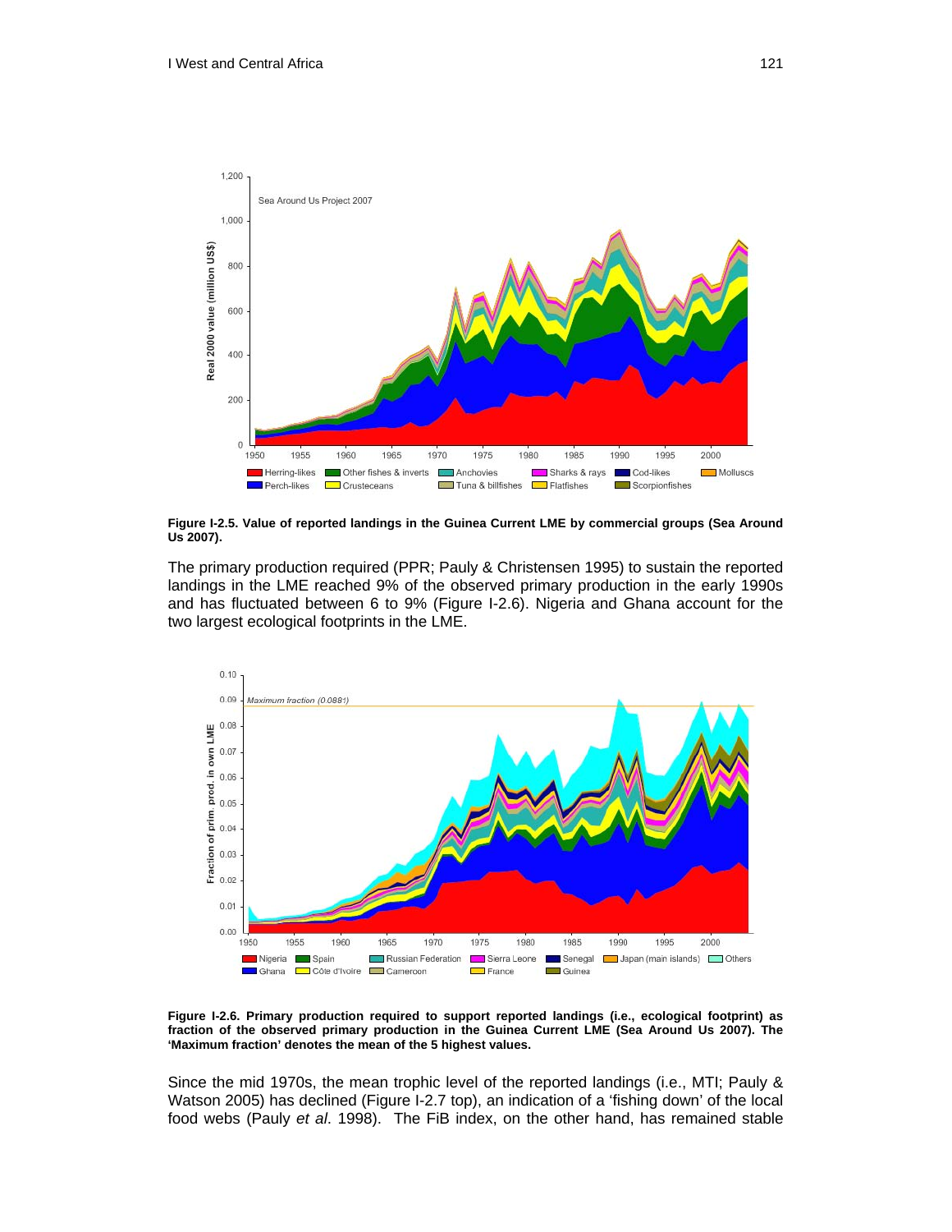**Figure I-2.5. Value of reported landings in the Guinea Current LME by commercial groups (Sea Around Us 2007).**

The primary production required (PPR; Pauly & Christensen 1995) to sustain the reported landings in the LME reached 9% of the observed primary production in the early 1990s and has fluctuated between 6 to 9% (Figure I-2.6). Nigeria and Ghana account for the two largest ecological footprints in the LME.

**Figure I-2.6. Primary production required to support reported landings (i.e., ecological footprint) as fraction of the observed primary production in the Guinea Current LME (Sea Around Us 2007). The 'Maximum fraction' denotes the mean of the 5 highest values.**

Since the mid 1970s, the mean trophic level of the reported landings (i.e., MTI; Pauly & Watson 2005) has declined (Figure I-2.7 top), an indication of a 'fishing down' of the local food webs (Pauly *et al*. 1998). The FiB index, on the other hand, has remained stable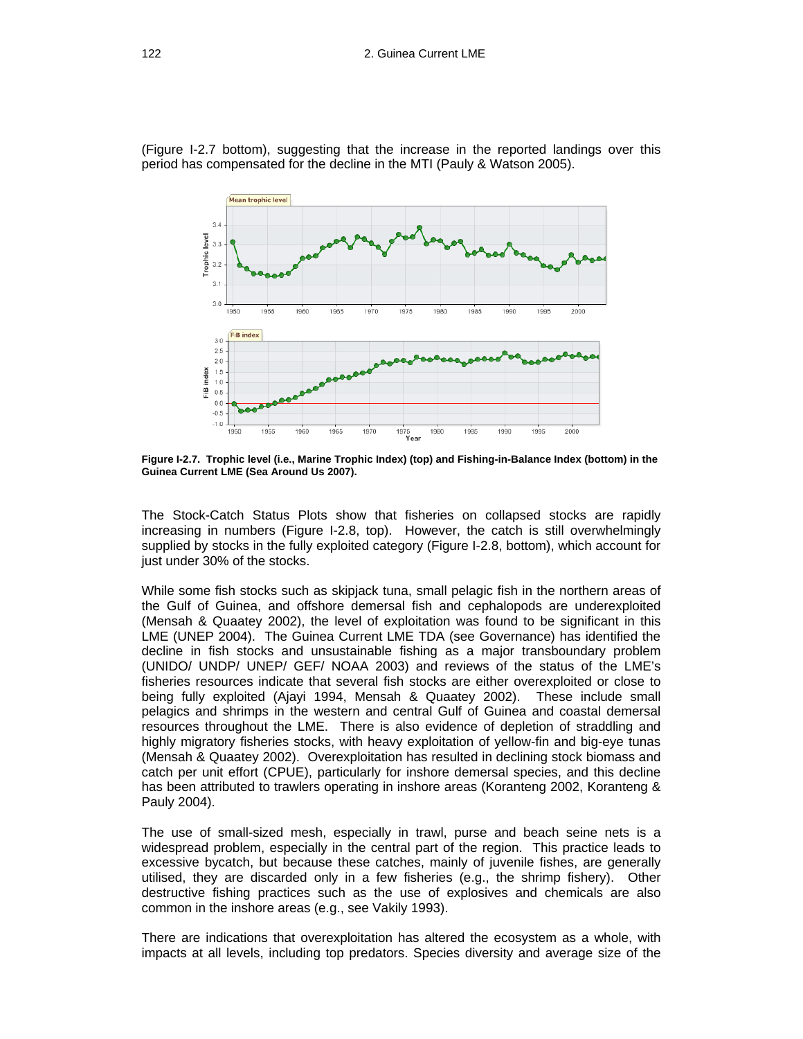(Figure I-2.7 bottom), suggesting that the increase in the reported landings over this period has compensated for the decline in the MTI (Pauly & Watson 2005).

**Figure I-2.7. Trophic level (i.e., Marine Trophic Index) (top) and Fishing-in-Balance Index (bottom) in the Guinea Current LME (Sea Around Us 2007).**

The Stock-Catch Status Plots show that fisheries on collapsed stocks are rapidly increasing in numbers (Figure I-2.8, top). However, the catch is still overwhelmingly supplied by stocks in the fully exploited category (Figure I-2.8, bottom), which account for just under 30% of the stocks.

While some fish stocks such as skipjack tuna, small pelagic fish in the northern areas of the Gulf of Guinea, and offshore demersal fish and cephalopods are underexploited (Mensah & Quaatey 2002), the level of exploitation was found to be significant in this LME (UNEP 2004). The Guinea Current LME TDA (see Governance) has identified the decline in fish stocks and unsustainable fishing as a major transboundary problem (UNIDO/ UNDP/ UNEP/ GEF/ NOAA 2003) and reviews of the status of the LME's fisheries resources indicate that several fish stocks are either overexploited or close to being fully exploited (Ajayi 1994, Mensah & Quaatey 2002). These include small pelagics and shrimps in the western and central Gulf of Guinea and coastal demersal resources throughout the LME. There is also evidence of depletion of straddling and highly migratory fisheries stocks, with heavy exploitation of yellow-fin and big-eye tunas (Mensah & Quaatey 2002). Overexploitation has resulted in declining stock biomass and catch per unit effort (CPUE), particularly for inshore demersal species, and this decline has been attributed to trawlers operating in inshore areas (Koranteng 2002, Koranteng & Pauly 2004).

The use of small-sized mesh, especially in trawl, purse and beach seine nets is a widespread problem, especially in the central part of the region. This practice leads to excessive bycatch, but because these catches, mainly of juvenile fishes, are generally utilised, they are discarded only in a few fisheries (e.g., the shrimp fishery). Other destructive fishing practices such as the use of explosives and chemicals are also common in the inshore areas (e.g., see Vakily 1993).

There are indications that overexploitation has altered the ecosystem as a whole, with impacts at all levels, including top predators. Species diversity and average size of the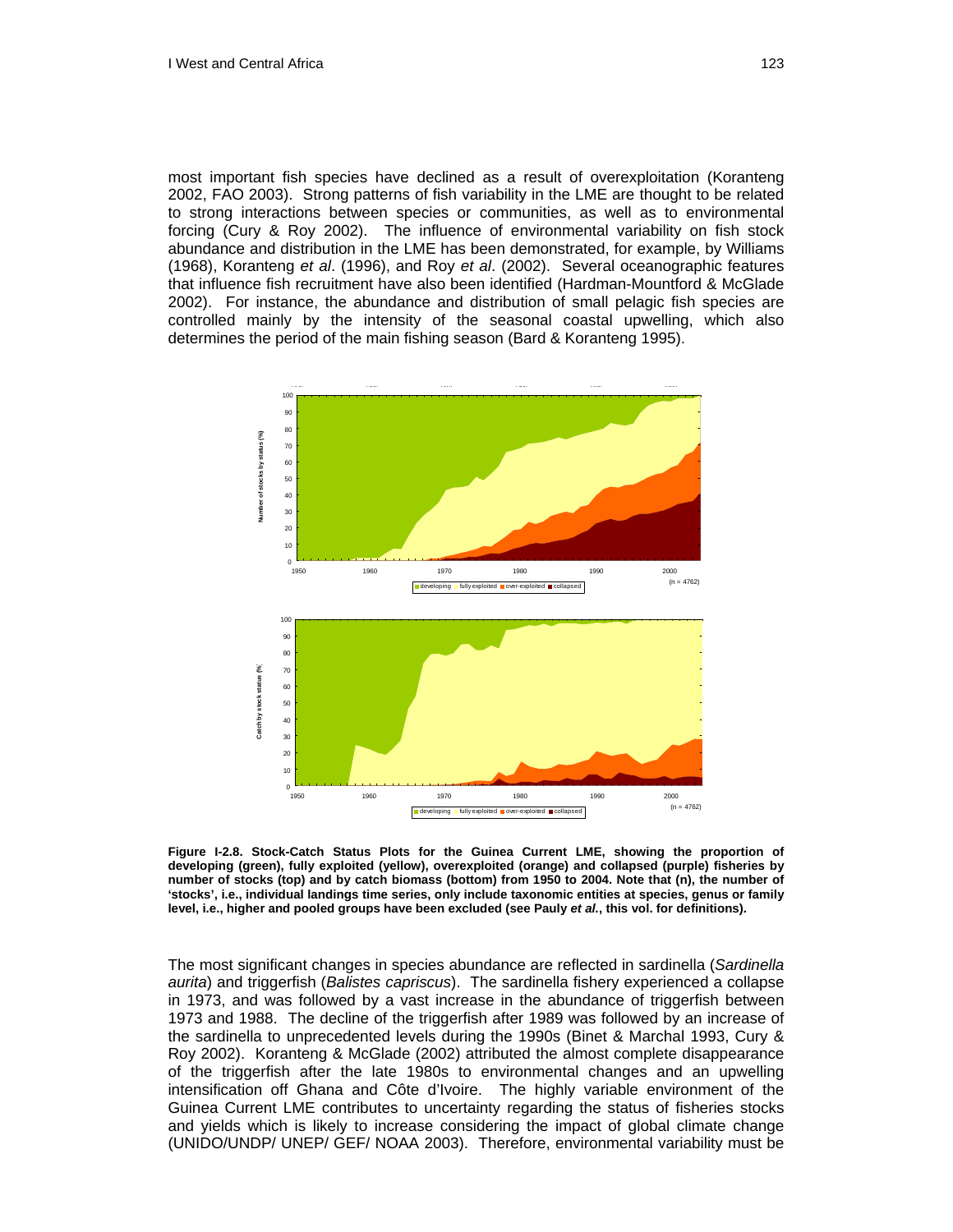most important fish species have declined as a result of overexploitation (Koranteng 2002, FAO 2003). Strong patterns of fish variability in the LME are thought to be related to strong interactions between species or communities, as well as to environmental forcing (Cury & Roy 2002). The influence of environmental variability on fish stock abundance and distribution in the LME has been demonstrated, for example, by Williams (1968), Koranteng *et al*. (1996), and Roy *et al*. (2002). Several oceanographic features that influence fish recruitment have also been identified (Hardman-Mountford & McGlade 2002). For instance, the abundance and distribution of small pelagic fish species are controlled mainly by the intensity of the seasonal coastal upwelling, which also determines the period of the main fishing season (Bard & Koranteng 1995).

**Figure I-2.8. Stock-Catch Status Plots for the Guinea Current LME, showing the proportion of developing (green), fully exploited (yellow), overexploited (orange) and collapsed (purple) fisheries by number of stocks (top) and by catch biomass (bottom) from 1950 to 2004. Note that (n), the number of 'stocks', i.e., individual landings time series, only include taxonomic entities at species, genus or family level, i.e., higher and pooled groups have been excluded (see Pauly *et al.*, this vol. for definitions).**

The most significant changes in species abundance are reflected in sardinella (*Sardinella aurita*) and triggerfish (*Balistes capriscus*). The sardinella fishery experienced a collapse in 1973, and was followed by a vast increase in the abundance of triggerfish between 1973 and 1988. The decline of the triggerfish after 1989 was followed by an increase of the sardinella to unprecedented levels during the 1990s (Binet & Marchal 1993, Cury & Roy 2002). Koranteng & McGlade (2002) attributed the almost complete disappearance of the triggerfish after the late 1980s to environmental changes and an upwelling intensification off Ghana and Côte d'Ivoire. The highly variable environment of the Guinea Current LME contributes to uncertainty regarding the status of fisheries stocks and yields which is likely to increase considering the impact of global climate change (UNIDO/UNDP/ UNEP/ GEF/ NOAA 2003). Therefore, environmental variability must be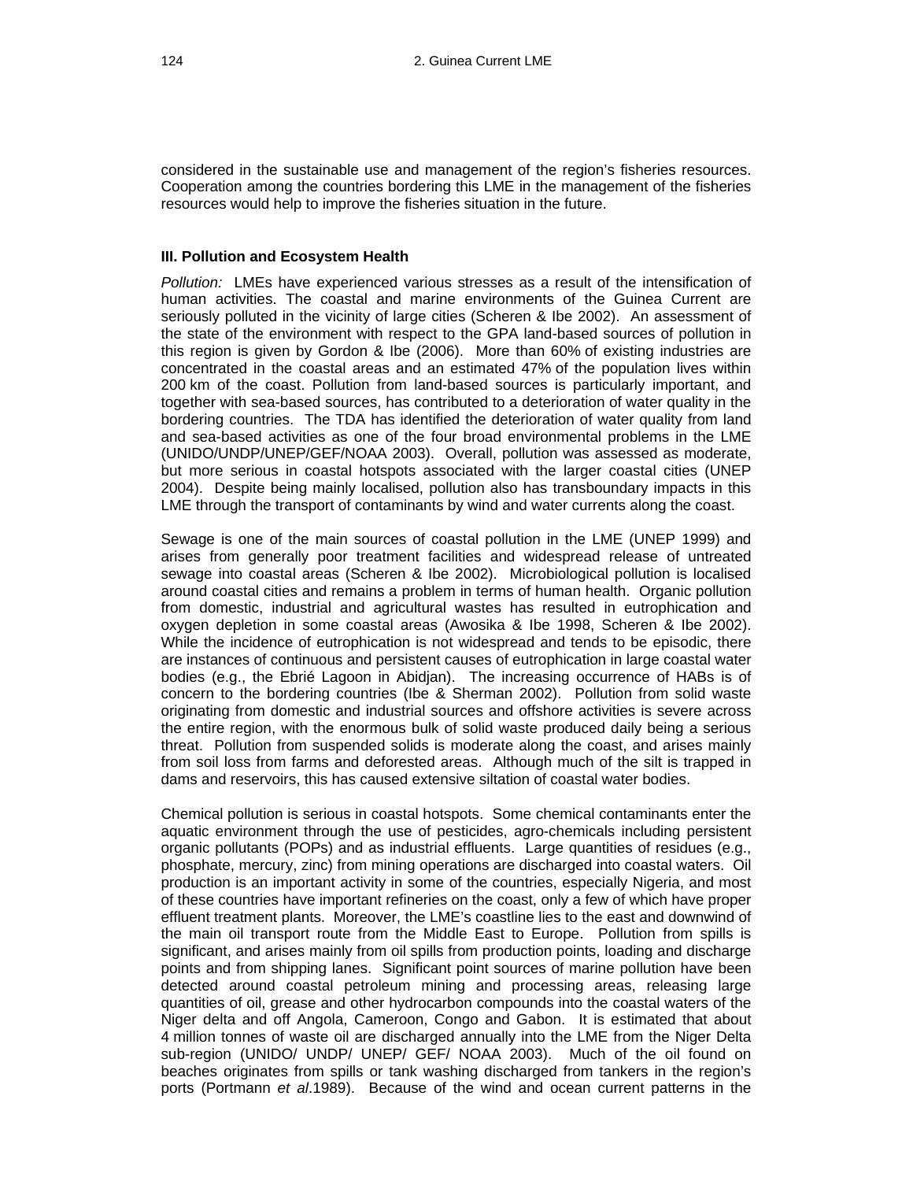considered in the sustainable use and management of the region's fisheries resources. Cooperation among the countries bordering this LME in the management of the fisheries resources would help to improve the fisheries situation in the future.

**III. Pollution and Ecosystem Health**

*Pollution:* LMEs have experienced various stresses as a result of the intensification of human activities. The coastal and marine environments of the Guinea Current are seriously polluted in the vicinity of large cities (Scheren & Ibe 2002). An assessment of the state of the environment with respect to the GPA land-based sources of pollution in this region is given by Gordon & Ibe (2006). More than 60% of existing industries are concentrated in the coastal areas and an estimated 47% of the population lives within 200 km of the coast. Pollution from land-based sources is particularly important, and together with sea-based sources, has contributed to a deterioration of water quality in the bordering countries. The TDA has identified the deterioration of water quality from land and sea-based activities as one of the four broad environmental problems in the LME (UNIDO/UNDP/UNEP/GEF/NOAA 2003). Overall, pollution was assessed as moderate, but more serious in coastal hotspots associated with the larger coastal cities (UNEP 2004). Despite being mainly localised, pollution also has transboundary impacts in this LME through the transport of contaminants by wind and water currents along the coast.

Sewage is one of the main sources of coastal pollution in the LME (UNEP 1999) and arises from generally poor treatment facilities and widespread release of untreated sewage into coastal areas (Scheren & Ibe 2002). Microbiological pollution is localised around coastal cities and remains a problem in terms of human health. Organic pollution from domestic, industrial and agricultural wastes has resulted in eutrophication and oxygen depletion in some coastal areas (Awosika & Ibe 1998, Scheren & Ibe 2002). While the incidence of eutrophication is not widespread and tends to be episodic, there are instances of continuous and persistent causes of eutrophication in large coastal water bodies (e.g., the Ebrié Lagoon in Abidjan). The increasing occurrence of HABs is of concern to the bordering countries (Ibe & Sherman 2002). Pollution from solid waste originating from domestic and industrial sources and offshore activities is severe across the entire region, with the enormous bulk of solid waste produced daily being a serious threat. Pollution from suspended solids is moderate along the coast, and arises mainly from soil loss from farms and deforested areas. Although much of the silt is trapped in dams and reservoirs, this has caused extensive siltation of coastal water bodies.

Chemical pollution is serious in coastal hotspots. Some chemical contaminants enter the aquatic environment through the use of pesticides, agro-chemicals including persistent organic pollutants (POPs) and as industrial effluents. Large quantities of residues (e.g., phosphate, mercury, zinc) from mining operations are discharged into coastal waters. Oil production is an important activity in some of the countries, especially Nigeria, and most of these countries have important refineries on the coast, only a few of which have proper effluent treatment plants. Moreover, the LME's coastline lies to the east and downwind of the main oil transport route from the Middle East to Europe. Pollution from spills is significant, and arises mainly from oil spills from production points, loading and discharge points and from shipping lanes. Significant point sources of marine pollution have been detected around coastal petroleum mining and processing areas, releasing large quantities of oil, grease and other hydrocarbon compounds into the coastal waters of the Niger delta and off Angola, Cameroon, Congo and Gabon. It is estimated that about 4 million tonnes of waste oil are discharged annually into the LME from the Niger Delta sub-region (UNIDO/ UNDP/ UNEP/ GEF/ NOAA 2003). Much of the oil found on beaches originates from spills or tank washing discharged from tankers in the region's ports (Portmann *et al*.1989). Because of the wind and ocean current patterns in the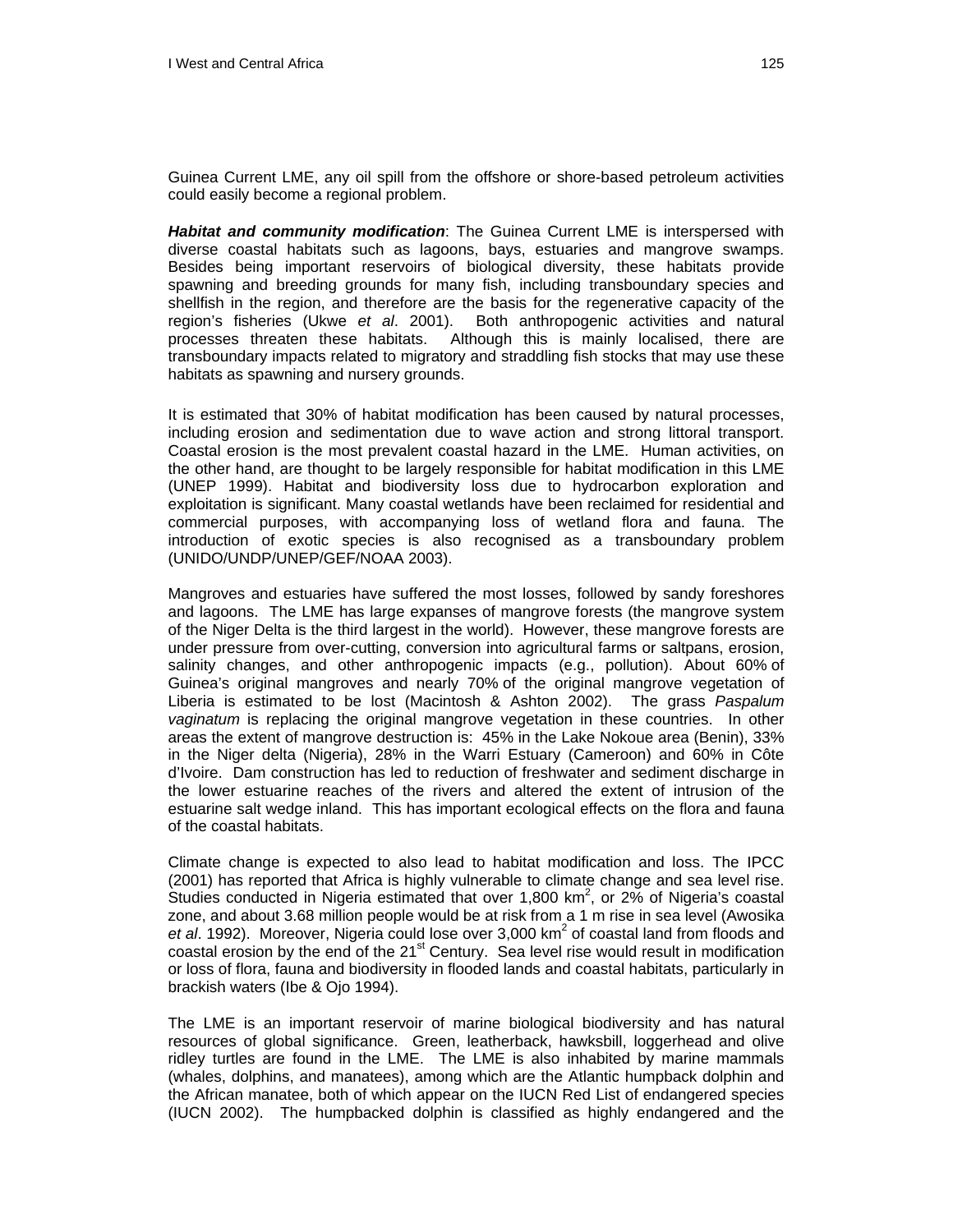Guinea Current LME, any oil spill from the offshore or shore-based petroleum activities could easily become a regional problem.

***Habitat and community modification***: The Guinea Current LME is interspersed with diverse coastal habitats such as lagoons, bays, estuaries and mangrove swamps. Besides being important reservoirs of biological diversity, these habitats provide spawning and breeding grounds for many fish, including transboundary species and shellfish in the region, and therefore are the basis for the regenerative capacity of the region's fisheries (Ukwe *et al*. 2001). Both anthropogenic activities and natural processes threaten these habitats. Although this is mainly localised, there are transboundary impacts related to migratory and straddling fish stocks that may use these habitats as spawning and nursery grounds.

It is estimated that 30% of habitat modification has been caused by natural processes, including erosion and sedimentation due to wave action and strong littoral transport. Coastal erosion is the most prevalent coastal hazard in the LME. Human activities, on the other hand, are thought to be largely responsible for habitat modification in this LME (UNEP 1999). Habitat and biodiversity loss due to hydrocarbon exploration and exploitation is significant. Many coastal wetlands have been reclaimed for residential and commercial purposes, with accompanying loss of wetland flora and fauna. The introduction of exotic species is also recognised as a transboundary problem (UNIDO/UNDP/UNEP/GEF/NOAA 2003).

Mangroves and estuaries have suffered the most losses, followed by sandy foreshores and lagoons. The LME has large expanses of mangrove forests (the mangrove system of the Niger Delta is the third largest in the world). However, these mangrove forests are under pressure from over-cutting, conversion into agricultural farms or saltpans, erosion, salinity changes, and other anthropogenic impacts (e.g., pollution). About 60% of Guinea's original mangroves and nearly 70% of the original mangrove vegetation of Liberia is estimated to be lost (Macintosh & Ashton 2002). The grass *Paspalum vaginatum* is replacing the original mangrove vegetation in these countries. In other areas the extent of mangrove destruction is: 45% in the Lake Nokoue area (Benin), 33% in the Niger delta (Nigeria), 28% in the Warri Estuary (Cameroon) and 60% in Côte d'Ivoire. Dam construction has led to reduction of freshwater and sediment discharge in the lower estuarine reaches of the rivers and altered the extent of intrusion of the estuarine salt wedge inland. This has important ecological effects on the flora and fauna of the coastal habitats.

Climate change is expected to also lead to habitat modification and loss. The IPCC (2001) has reported that Africa is highly vulnerable to climate change and sea level rise. Studies conducted in Nigeria estimated that over 1,800 km$^2$, or 2% of Nigeria's coastal zone, and about 3.68 million people would be at risk from a 1 m rise in sea level (Awosika *et al*. 1992). Moreover, Nigeria could lose over 3,000 km$^2$ of coastal land from floods and coastal erosion by the end of the 21$^{st}$ Century. Sea level rise would result in modification or loss of flora, fauna and biodiversity in flooded lands and coastal habitats, particularly in brackish waters (Ibe & Ojo 1994).

The LME is an important reservoir of marine biological biodiversity and has natural resources of global significance. Green, leatherback, hawksbill, loggerhead and olive ridley turtles are found in the LME. The LME is also inhabited by marine mammals (whales, dolphins, and manatees), among which are the Atlantic humpback dolphin and the African manatee, both of which appear on the IUCN Red List of endangered species (IUCN 2002). The humpbacked dolphin is classified as highly endangered and the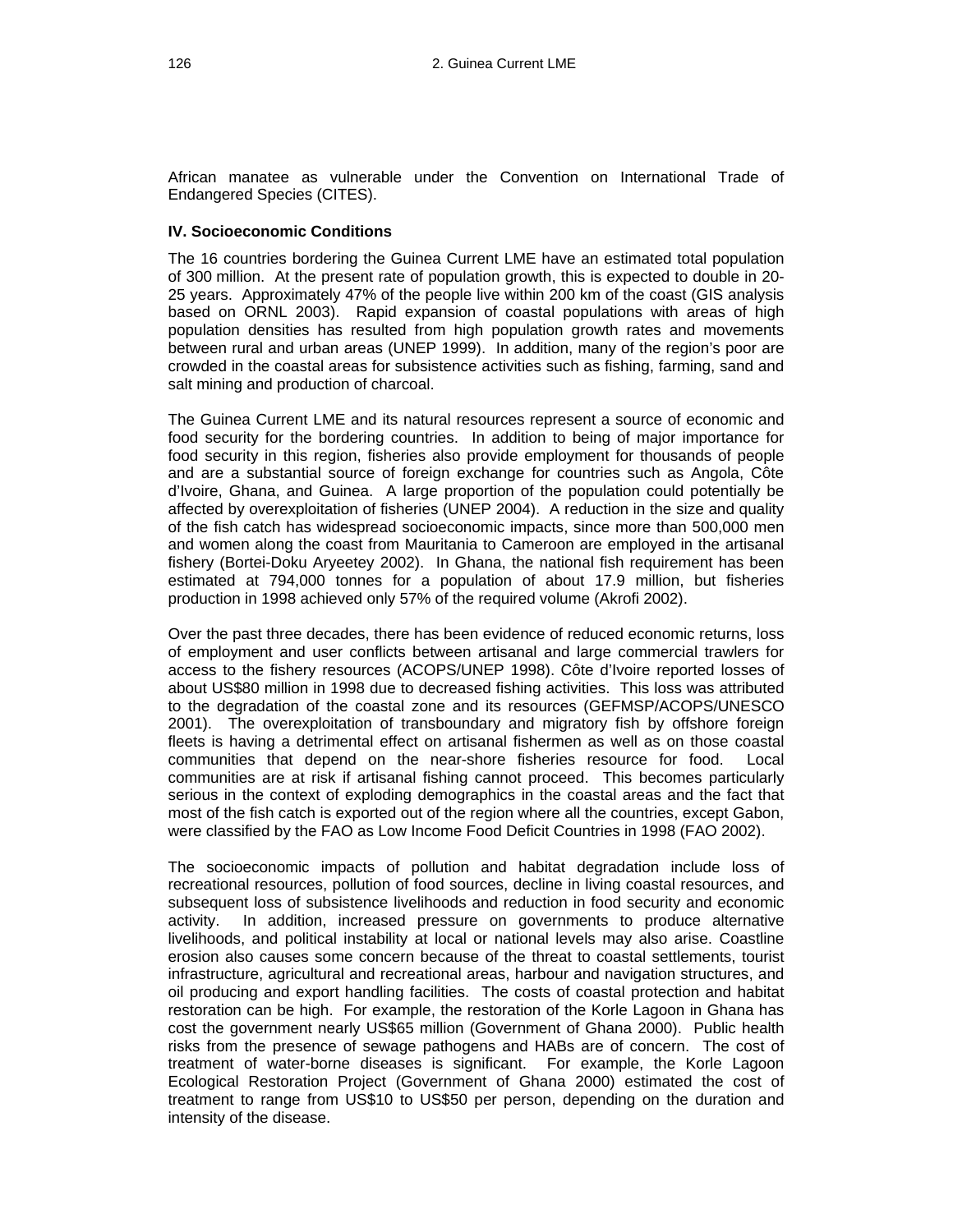African manatee as vulnerable under the Convention on International Trade of Endangered Species (CITES).

**IV. Socioeconomic Conditions**

The 16 countries bordering the Guinea Current LME have an estimated total population of 300 million. At the present rate of population growth, this is expected to double in 20-25 years. Approximately 47% of the people live within 200 km of the coast (GIS analysis based on ORNL 2003). Rapid expansion of coastal populations with areas of high population densities has resulted from high population growth rates and movements between rural and urban areas (UNEP 1999). In addition, many of the region's poor are crowded in the coastal areas for subsistence activities such as fishing, farming, sand and salt mining and production of charcoal.

The Guinea Current LME and its natural resources represent a source of economic and food security for the bordering countries. In addition to being of major importance for food security in this region, fisheries also provide employment for thousands of people and are a substantial source of foreign exchange for countries such as Angola, Côte d'Ivoire, Ghana, and Guinea. A large proportion of the population could potentially be affected by overexploitation of fisheries (UNEP 2004). A reduction in the size and quality of the fish catch has widespread socioeconomic impacts, since more than 500,000 men and women along the coast from Mauritania to Cameroon are employed in the artisanal fishery (Bortei-Doku Aryeetey 2002). In Ghana, the national fish requirement has been estimated at 794,000 tonnes for a population of about 17.9 million, but fisheries production in 1998 achieved only 57% of the required volume (Akrofi 2002).

Over the past three decades, there has been evidence of reduced economic returns, loss of employment and user conflicts between artisanal and large commercial trawlers for access to the fishery resources (ACOPS/UNEP 1998). Côte d'Ivoire reported losses of about US$80 million in 1998 due to decreased fishing activities. This loss was attributed to the degradation of the coastal zone and its resources (GEFMSP/ACOPS/UNESCO 2001). The overexploitation of transboundary and migratory fish by offshore foreign fleets is having a detrimental effect on artisanal fishermen as well as on those coastal communities that depend on the near-shore fisheries resource for food. Local communities are at risk if artisanal fishing cannot proceed. This becomes particularly serious in the context of exploding demographics in the coastal areas and the fact that most of the fish catch is exported out of the region where all the countries, except Gabon, were classified by the FAO as Low Income Food Deficit Countries in 1998 (FAO 2002).

The socioeconomic impacts of pollution and habitat degradation include loss of recreational resources, pollution of food sources, decline in living coastal resources, and subsequent loss of subsistence livelihoods and reduction in food security and economic activity. In addition, increased pressure on governments to produce alternative livelihoods, and political instability at local or national levels may also arise. Coastline erosion also causes some concern because of the threat to coastal settlements, tourist infrastructure, agricultural and recreational areas, harbour and navigation structures, and oil producing and export handling facilities. The costs of coastal protection and habitat restoration can be high. For example, the restoration of the Korle Lagoon in Ghana has cost the government nearly US$65 million (Government of Ghana 2000). Public health risks from the presence of sewage pathogens and HABs are of concern. The cost of treatment of water-borne diseases is significant. For example, the Korle Lagoon Ecological Restoration Project (Government of Ghana 2000) estimated the cost of treatment to range from US$10 to US$50 per person, depending on the duration and intensity of the disease.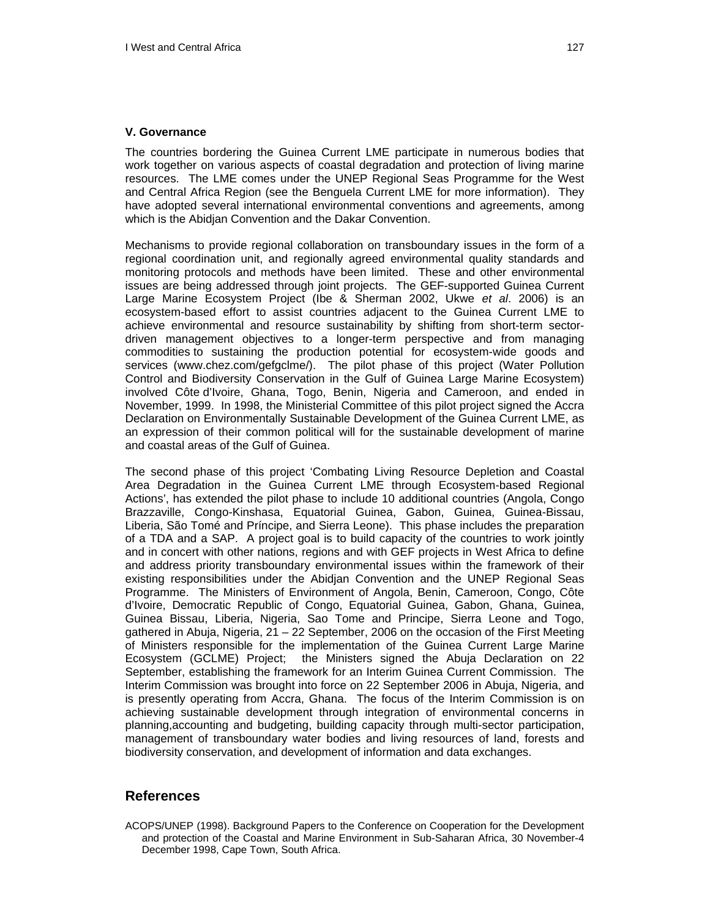### V. Governance

The countries bordering the Guinea Current LME participate in numerous bodies that work together on various aspects of coastal degradation and protection of living marine resources. The LME comes under the UNEP Regional Seas Programme for the West and Central Africa Region (see the Benguela Current LME for more information). They have adopted several international environmental conventions and agreements, among which is the Abidjan Convention and the Dakar Convention.

Mechanisms to provide regional collaboration on transboundary issues in the form of a regional coordination unit, and regionally agreed environmental quality standards and monitoring protocols and methods have been limited. These and other environmental issues are being addressed through joint projects. The GEF-supported Guinea Current Large Marine Ecosystem Project (Ibe & Sherman 2002, Ukwe *et al*. 2006) is an ecosystem-based effort to assist countries adjacent to the Guinea Current LME to achieve environmental and resource sustainability by shifting from short-term sector-driven management objectives to a longer-term perspective and from managing commodities to sustaining the production potential for ecosystem-wide goods and services (www.chez.com/gefgclme/). The pilot phase of this project (Water Pollution Control and Biodiversity Conservation in the Gulf of Guinea Large Marine Ecosystem) involved Côte d'Ivoire, Ghana, Togo, Benin, Nigeria and Cameroon, and ended in November, 1999. In 1998, the Ministerial Committee of this pilot project signed the Accra Declaration on Environmentally Sustainable Development of the Guinea Current LME, as an expression of their common political will for the sustainable development of marine and coastal areas of the Gulf of Guinea.

The second phase of this project 'Combating Living Resource Depletion and Coastal Area Degradation in the Guinea Current LME through Ecosystem-based Regional Actions', has extended the pilot phase to include 10 additional countries (Angola, Congo Brazzaville, Congo-Kinshasa, Equatorial Guinea, Gabon, Guinea, Guinea-Bissau, Liberia, São Tomé and Príncipe, and Sierra Leone). This phase includes the preparation of a TDA and a SAP. A project goal is to build capacity of the countries to work jointly and in concert with other nations, regions and with GEF projects in West Africa to define and address priority transboundary environmental issues within the framework of their existing responsibilities under the Abidjan Convention and the UNEP Regional Seas Programme. The Ministers of Environment of Angola, Benin, Cameroon, Congo, Côte d'Ivoire, Democratic Republic of Congo, Equatorial Guinea, Gabon, Ghana, Guinea, Guinea Bissau, Liberia, Nigeria, Sao Tome and Principe, Sierra Leone and Togo, gathered in Abuja, Nigeria, 21 – 22 September, 2006 on the occasion of the First Meeting of Ministers responsible for the implementation of the Guinea Current Large Marine Ecosystem (GCLME) Project; the Ministers signed the Abuja Declaration on 22 September, establishing the framework for an Interim Guinea Current Commission. The Interim Commission was brought into force on 22 September 2006 in Abuja, Nigeria, and is presently operating from Accra, Ghana. The focus of the Interim Commission is on achieving sustainable development through integration of environmental concerns in planning,accounting and budgeting, building capacity through multi-sector participation, management of transboundary water bodies and living resources of land, forests and biodiversity conservation, and development of information and data exchanges.

## References

ACOPS/UNEP (1998). Background Papers to the Conference on Cooperation for the Development and protection of the Coastal and Marine Environment in Sub-Saharan Africa, 30 November-4 December 1998, Cape Town, South Africa.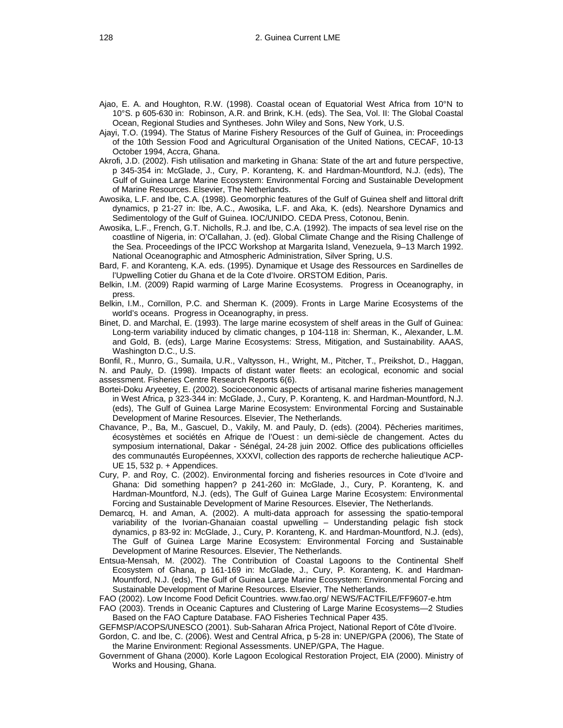Ajao, E. A. and Houghton, R.W. (1998). Coastal ocean of Equatorial West Africa from 10°N to 10°S. p 605-630 in: Robinson, A.R. and Brink, K.H. (eds). The Sea, Vol. II: The Global Coastal Ocean, Regional Studies and Syntheses. John Wiley and Sons, New York, U.S.

Ajayi, T.O. (1994). The Status of Marine Fishery Resources of the Gulf of Guinea, in: Proceedings of the 10th Session Food and Agricultural Organisation of the United Nations, CECAF, 10-13 October 1994, Accra, Ghana.

Akrofi, J.D. (2002). Fish utilisation and marketing in Ghana: State of the art and future perspective, p 345-354 in: McGlade, J., Cury, P. Koranteng, K. and Hardman-Mountford, N.J. (eds), The Gulf of Guinea Large Marine Ecosystem: Environmental Forcing and Sustainable Development of Marine Resources. Elsevier, The Netherlands.

Awosika, L.F. and Ibe, C.A. (1998). Geomorphic features of the Gulf of Guinea shelf and littoral drift dynamics, p 21-27 in: Ibe, A.C., Awosika, L.F. and Aka, K. (eds). Nearshore Dynamics and Sedimentology of the Gulf of Guinea. IOC/UNIDO. CEDA Press, Cotonou, Benin.

Awosika, L.F., French, G.T. Nicholls, R.J. and Ibe, C.A. (1992). The impacts of sea level rise on the coastline of Nigeria, in: O'Callahan, J. (ed). Global Climate Change and the Rising Challenge of the Sea. Proceedings of the IPCC Workshop at Margarita Island, Venezuela, 9–13 March 1992. National Oceanographic and Atmospheric Administration, Silver Spring, U.S.

Bard, F. and Koranteng, K.A. eds. (1995). Dynamique et Usage des Ressources en Sardinelles de l'Upwelling Cotier du Ghana et de la Cote d'Ivoire. ORSTOM Edition, Paris.

Belkin, I.M. (2009) Rapid warming of Large Marine Ecosystems. Progress in Oceanography, in press.

Belkin, I.M., Cornillon, P.C. and Sherman K. (2009). Fronts in Large Marine Ecosystems of the world's oceans. Progress in Oceanography, in press.

Binet, D. and Marchal, E. (1993). The large marine ecosystem of shelf areas in the Gulf of Guinea: Long-term variability induced by climatic changes, p 104-118 in: Sherman, K., Alexander, L.M. and Gold, B. (eds), Large Marine Ecosystems: Stress, Mitigation, and Sustainability. AAAS, Washington D.C., U.S.

Bonfil, R., Munro, G., Sumaila, U.R., Valtysson, H., Wright, M., Pitcher, T., Preikshot, D., Haggan, N. and Pauly, D. (1998). Impacts of distant water fleets: an ecological, economic and social assessment. Fisheries Centre Research Reports 6(6).

Bortei-Doku Aryeetey, E. (2002). Socioeconomic aspects of artisanal marine fisheries management in West Africa, p 323-344 in: McGlade, J., Cury, P. Koranteng, K. and Hardman-Mountford, N.J. (eds), The Gulf of Guinea Large Marine Ecosystem: Environmental Forcing and Sustainable Development of Marine Resources. Elsevier, The Netherlands.

Chavance, P., Ba, M., Gascuel, D., Vakily, M. and Pauly, D. (eds). (2004). Pêcheries maritimes, écosystèmes et sociétés en Afrique de l'Ouest : un demi-siècle de changement. Actes du symposium international, Dakar - Sénégal, 24-28 juin 2002. Office des publications officielles des communautés Européennes, XXXVI, collection des rapports de recherche halieutique ACP-UE 15, 532 p. + Appendices.

Cury, P. and Roy, C. (2002). Environmental forcing and fisheries resources in Cote d'Ivoire and Ghana: Did something happen? p 241-260 in: McGlade, J., Cury, P. Koranteng, K. and Hardman-Mountford, N.J. (eds), The Gulf of Guinea Large Marine Ecosystem: Environmental Forcing and Sustainable Development of Marine Resources. Elsevier, The Netherlands.

Demarcq, H. and Aman, A. (2002). A multi-data approach for assessing the spatio-temporal variability of the Ivorian-Ghanaian coastal upwelling – Understanding pelagic fish stock dynamics, p 83-92 in: McGlade, J., Cury, P. Koranteng, K. and Hardman-Mountford, N.J. (eds), The Gulf of Guinea Large Marine Ecosystem: Environmental Forcing and Sustainable Development of Marine Resources. Elsevier, The Netherlands.

Entsua-Mensah, M. (2002). The Contribution of Coastal Lagoons to the Continental Shelf Ecosystem of Ghana, p 161-169 in: McGlade, J., Cury, P. Koranteng, K. and Hardman-Mountford, N.J. (eds), The Gulf of Guinea Large Marine Ecosystem: Environmental Forcing and Sustainable Development of Marine Resources. Elsevier, The Netherlands.

FAO (2002). Low Income Food Deficit Countries. www.fao.org/ NEWS/FACTFILE/FF9607-e.htm

FAO (2003). Trends in Oceanic Captures and Clustering of Large Marine Ecosystems—2 Studies Based on the FAO Capture Database. FAO Fisheries Technical Paper 435.

GEFMSP/ACOPS/UNESCO (2001). Sub-Saharan Africa Project, National Report of Côte d'Ivoire.

Gordon, C. and Ibe, C. (2006). West and Central Africa, p 5-28 in: UNEP/GPA (2006), The State of the Marine Environment: Regional Assessments. UNEP/GPA, The Hague.

Government of Ghana (2000). Korle Lagoon Ecological Restoration Project, EIA (2000). Ministry of Works and Housing, Ghana.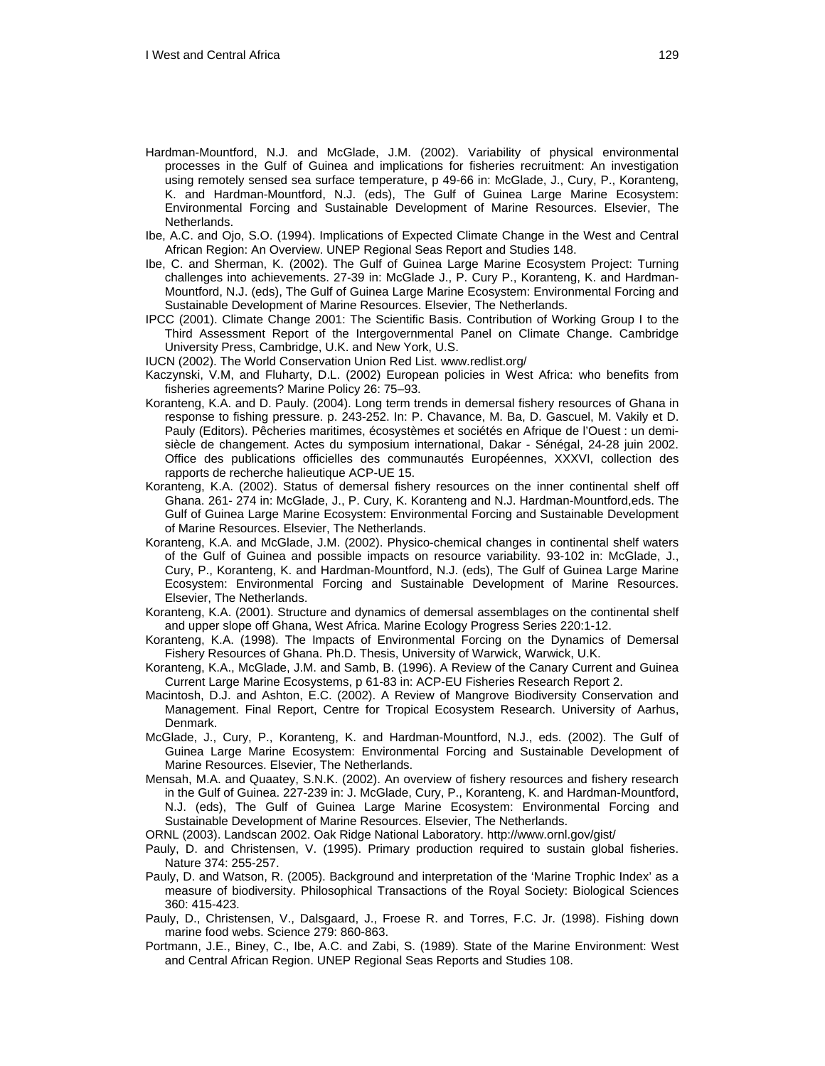Hardman-Mountford, N.J. and McGlade, J.M. (2002). Variability of physical environmental processes in the Gulf of Guinea and implications for fisheries recruitment: An investigation using remotely sensed sea surface temperature, p 49-66 in: McGlade, J., Cury, P., Koranteng, K. and Hardman-Mountford, N.J. (eds), The Gulf of Guinea Large Marine Ecosystem: Environmental Forcing and Sustainable Development of Marine Resources. Elsevier, The Netherlands.

Ibe, A.C. and Ojo, S.O. (1994). Implications of Expected Climate Change in the West and Central African Region: An Overview. UNEP Regional Seas Report and Studies 148.

Ibe, C. and Sherman, K. (2002). The Gulf of Guinea Large Marine Ecosystem Project: Turning challenges into achievements. 27-39 in: McGlade J., P. Cury P., Koranteng, K. and Hardman-Mountford, N.J. (eds), The Gulf of Guinea Large Marine Ecosystem: Environmental Forcing and Sustainable Development of Marine Resources. Elsevier, The Netherlands.

IPCC (2001). Climate Change 2001: The Scientific Basis. Contribution of Working Group I to the Third Assessment Report of the Intergovernmental Panel on Climate Change. Cambridge University Press, Cambridge, U.K. and New York, U.S.

IUCN (2002). The World Conservation Union Red List. www.redlist.org/

Kaczynski, V.M, and Fluharty, D.L. (2002) European policies in West Africa: who benefits from fisheries agreements? Marine Policy 26: 75–93.

Koranteng, K.A. and D. Pauly. (2004). Long term trends in demersal fishery resources of Ghana in response to fishing pressure. p. 243-252. In: P. Chavance, M. Ba, D. Gascuel, M. Vakily et D. Pauly (Editors). Pêcheries maritimes, écosystèmes et sociétés en Afrique de l'Ouest : un demi-siècle de changement. Actes du symposium international, Dakar - Sénégal, 24-28 juin 2002. Office des publications officielles des communautés Européennes, XXXVI, collection des rapports de recherche halieutique ACP-UE 15.

Koranteng, K.A. (2002). Status of demersal fishery resources on the inner continental shelf off Ghana. 261- 274 in: McGlade, J., P. Cury, K. Koranteng and N.J. Hardman-Mountford,eds. The Gulf of Guinea Large Marine Ecosystem: Environmental Forcing and Sustainable Development of Marine Resources. Elsevier, The Netherlands.

Koranteng, K.A. and McGlade, J.M. (2002). Physico-chemical changes in continental shelf waters of the Gulf of Guinea and possible impacts on resource variability. 93-102 in: McGlade, J., Cury, P., Koranteng, K. and Hardman-Mountford, N.J. (eds), The Gulf of Guinea Large Marine Ecosystem: Environmental Forcing and Sustainable Development of Marine Resources. Elsevier, The Netherlands.

Koranteng, K.A. (2001). Structure and dynamics of demersal assemblages on the continental shelf and upper slope off Ghana, West Africa. Marine Ecology Progress Series 220:1-12.

Koranteng, K.A. (1998). The Impacts of Environmental Forcing on the Dynamics of Demersal Fishery Resources of Ghana. Ph.D. Thesis, University of Warwick, Warwick, U.K.

Koranteng, K.A., McGlade, J.M. and Samb, B. (1996). A Review of the Canary Current and Guinea Current Large Marine Ecosystems, p 61-83 in: ACP-EU Fisheries Research Report 2.

Macintosh, D.J. and Ashton, E.C. (2002). A Review of Mangrove Biodiversity Conservation and Management. Final Report, Centre for Tropical Ecosystem Research. University of Aarhus, Denmark.

McGlade, J., Cury, P., Koranteng, K. and Hardman-Mountford, N.J., eds. (2002). The Gulf of Guinea Large Marine Ecosystem: Environmental Forcing and Sustainable Development of Marine Resources. Elsevier, The Netherlands.

Mensah, M.A. and Quaatey, S.N.K. (2002). An overview of fishery resources and fishery research in the Gulf of Guinea. 227-239 in: J. McGlade, Cury, P., Koranteng, K. and Hardman-Mountford, N.J. (eds), The Gulf of Guinea Large Marine Ecosystem: Environmental Forcing and Sustainable Development of Marine Resources. Elsevier, The Netherlands.

ORNL (2003). Landscan 2002. Oak Ridge National Laboratory. http://www.ornl.gov/gist/

Pauly, D. and Christensen, V. (1995). Primary production required to sustain global fisheries. Nature 374: 255-257.

Pauly, D. and Watson, R. (2005). Background and interpretation of the 'Marine Trophic Index' as a measure of biodiversity. Philosophical Transactions of the Royal Society: Biological Sciences 360: 415-423.

Pauly, D., Christensen, V., Dalsgaard, J., Froese R. and Torres, F.C. Jr. (1998). Fishing down marine food webs. Science 279: 860-863.

Portmann, J.E., Biney, C., Ibe, A.C. and Zabi, S. (1989). State of the Marine Environment: West and Central African Region. UNEP Regional Seas Reports and Studies 108.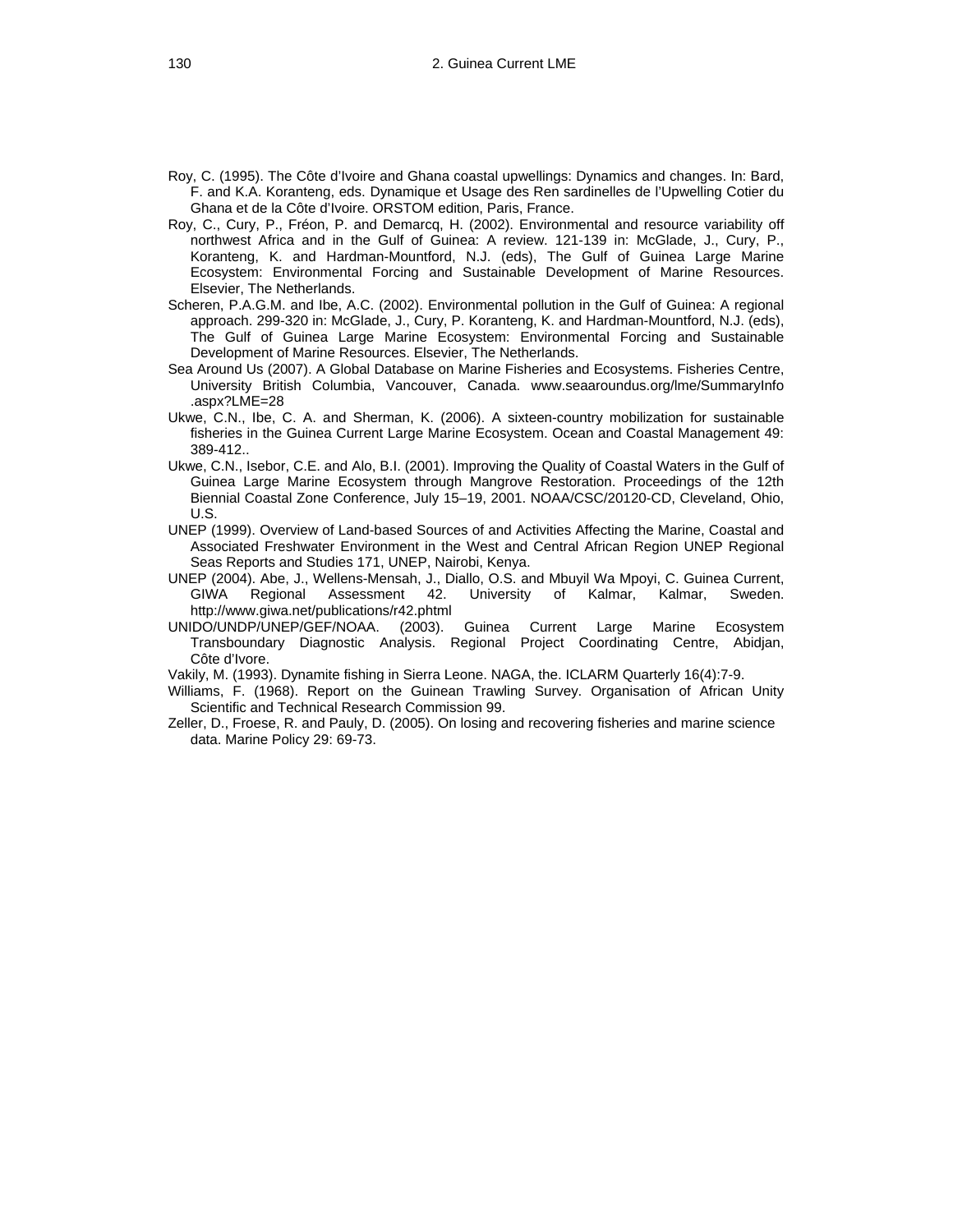Roy, C. (1995). The Côte d'Ivoire and Ghana coastal upwellings: Dynamics and changes. In: Bard, F. and K.A. Koranteng, eds. Dynamique et Usage des Ren sardinelles de l'Upwelling Cotier du Ghana et de la Côte d'Ivoire. ORSTOM edition, Paris, France.

Roy, C., Cury, P., Fréon, P. and Demarcq, H. (2002). Environmental and resource variability off northwest Africa and in the Gulf of Guinea: A review. 121-139 in: McGlade, J., Cury, P., Koranteng, K. and Hardman-Mountford, N.J. (eds), The Gulf of Guinea Large Marine Ecosystem: Environmental Forcing and Sustainable Development of Marine Resources. Elsevier, The Netherlands.

Scheren, P.A.G.M. and Ibe, A.C. (2002). Environmental pollution in the Gulf of Guinea: A regional approach. 299-320 in: McGlade, J., Cury, P. Koranteng, K. and Hardman-Mountford, N.J. (eds), The Gulf of Guinea Large Marine Ecosystem: Environmental Forcing and Sustainable Development of Marine Resources. Elsevier, The Netherlands.

Sea Around Us (2007). A Global Database on Marine Fisheries and Ecosystems. Fisheries Centre, University British Columbia, Vancouver, Canada. www.seaaroundus.org/lme/SummaryInfo.aspx?LME=28

Ukwe, C.N., Ibe, C. A. and Sherman, K. (2006). A sixteen-country mobilization for sustainable fisheries in the Guinea Current Large Marine Ecosystem. Ocean and Coastal Management 49: 389-412..

Ukwe, C.N., Isebor, C.E. and Alo, B.I. (2001). Improving the Quality of Coastal Waters in the Gulf of Guinea Large Marine Ecosystem through Mangrove Restoration. Proceedings of the 12th Biennial Coastal Zone Conference, July 15–19, 2001. NOAA/CSC/20120-CD, Cleveland, Ohio, U.S.

UNEP (1999). Overview of Land-based Sources of and Activities Affecting the Marine, Coastal and Associated Freshwater Environment in the West and Central African Region UNEP Regional Seas Reports and Studies 171, UNEP, Nairobi, Kenya.

UNEP (2004). Abe, J., Wellens-Mensah, J., Diallo, O.S. and Mbuyil Wa Mpoyi, C. Guinea Current, GIWA Regional Assessment 42. University of Kalmar, Kalmar, Sweden. http://www.giwa.net/publications/r42.phtml

UNIDO/UNDP/UNEP/GEF/NOAA. (2003). Guinea Current Large Marine Ecosystem Transboundary Diagnostic Analysis. Regional Project Coordinating Centre, Abidjan, Côte d'Ivore.

Vakily, M. (1993). Dynamite fishing in Sierra Leone. NAGA, the. ICLARM Quarterly 16(4):7-9.

Williams, F. (1968). Report on the Guinean Trawling Survey. Organisation of African Unity Scientific and Technical Research Commission 99.

Zeller, D., Froese, R. and Pauly, D. (2005). On losing and recovering fisheries and marine science data. Marine Policy 29: 69-73.